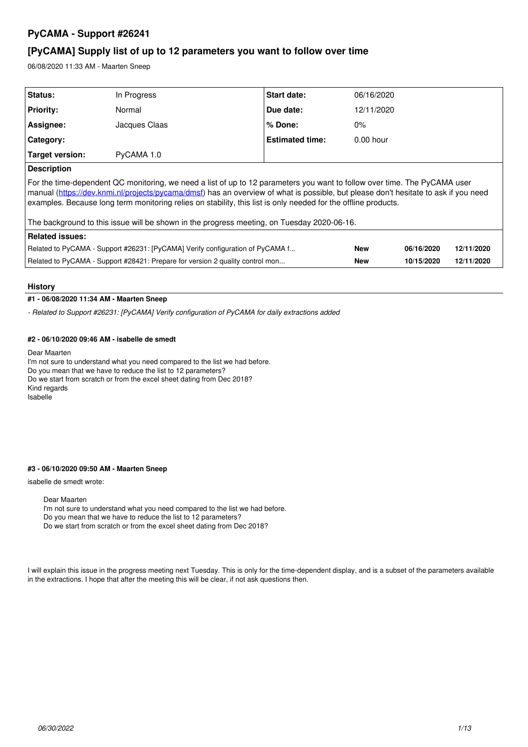# PyCAMA - Support #26241

## [PyCAMA] Supply list of up to 12 parameters you want to follow over time

06/08/2020 11:33 AM - Maarten Sneep

| Status: | In Progress | Start date: | 06/16/2020 |
|---|---|---|---|
| **Priority:** | Normal | **Due date:** | 12/11/2020 |
| **Assignee:** | Jacques Claas | **% Done:** | 0% |
| **Category:** | | **Estimated time:** | 0.00 hour |
| **Target version:** | PyCAMA 1.0 | | |

**Description**

For the time-dependent QC monitoring, we need a list of up to 12 parameters you want to follow over time. The PyCAMA user manual (https://dev.knmi.nl/projects/pycama/dmsf) has an overview of what is possible, but please don't hesitate to ask if you need examples. Because long term monitoring relies on stability, this list is only needed for the offline products.

The background to this issue will be shown in the progress meeting, on Tuesday 2020-06-16.

**Related issues:**

| Related issue | Status | Start | Due |
|---|---|---|---|
| Related to PyCAMA - Support #26231: [PyCAMA] Verify configuration of PyCAMA f... | **New** | **06/16/2020** | **12/11/2020** |
| Related to PyCAMA - Support #28421: Prepare for version 2 quality control mon... | **New** | **10/15/2020** | **12/11/2020** |

### History

#### #1 - 06/08/2020 11:34 AM - Maarten Sneep

*- Related to Support #26231: [PyCAMA] Verify configuration of PyCAMA for daily extractions added*

#### #2 - 06/10/2020 09:46 AM - isabelle de smedt

Dear Maarten
I'm not sure to understand what you need compared to the list we had before.
Do you mean that we have to reduce the list to 12 parameters?
Do we start from scratch or from the excel sheet dating from Dec 2018?
Kind regards
Isabelle

#### #3 - 06/10/2020 09:50 AM - Maarten Sneep

isabelle de smedt wrote:

> Dear Maarten
> I'm not sure to understand what you need compared to the list we had before.
> Do you mean that we have to reduce the list to 12 parameters?
> Do we start from scratch or from the excel sheet dating from Dec 2018?

I will explain this issue in the progress meeting next Tuesday. This is only for the time-dependent display, and is a subset of the parameters available in the extractions. I hope that after the meeting this will be clear, if not ask questions then.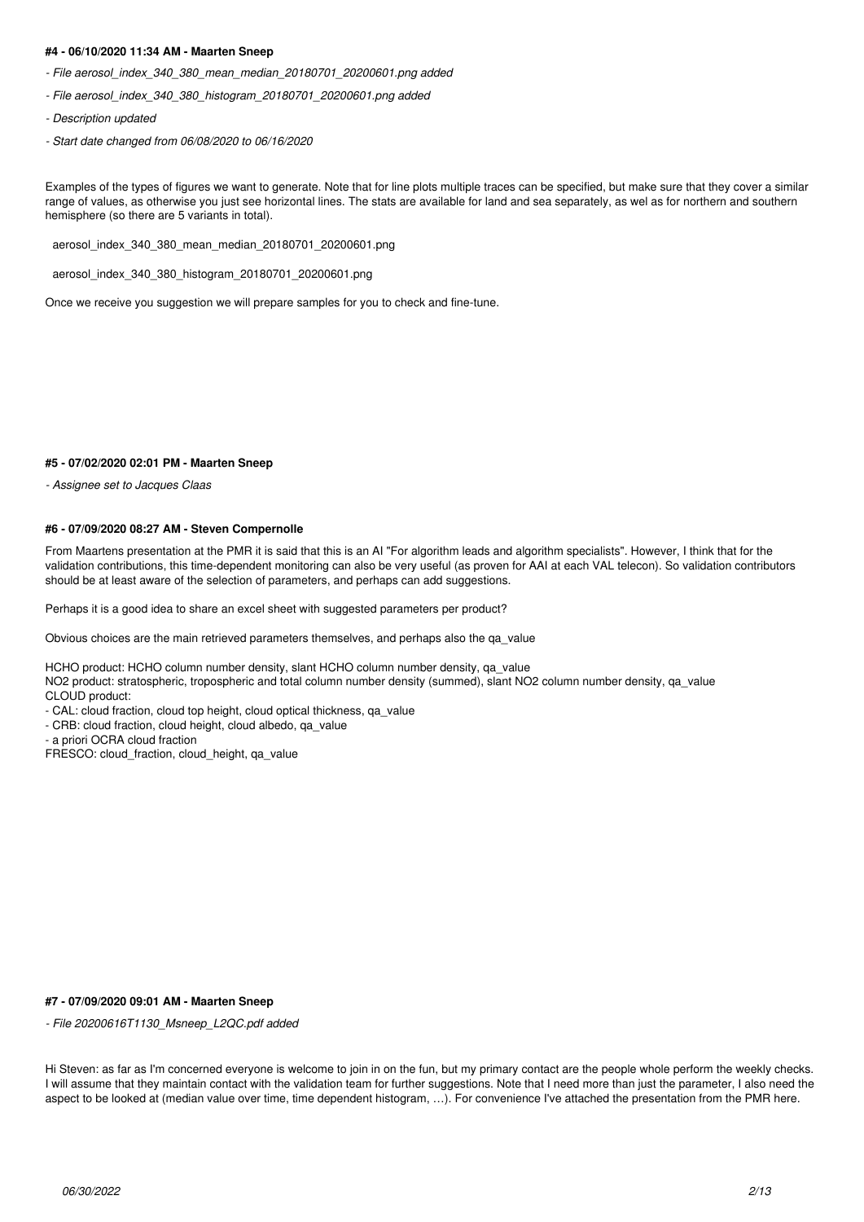#### #4 - 06/10/2020 11:34 AM - Maarten Sneep

- *File aerosol_index_340_380_mean_median_20180701_20200601.png added*
- *File aerosol_index_340_380_histogram_20180701_20200601.png added*
- *Description updated*
- *Start date changed from 06/08/2020 to 06/16/2020*

Examples of the types of figures we want to generate. Note that for line plots multiple traces can be specified, but make sure that they cover a similar range of values, as otherwise you just see horizontal lines. The stats are available for land and sea separately, as wel as for northern and southern hemisphere (so there are 5 variants in total).

aerosol_index_340_380_mean_median_20180701_20200601.png

aerosol_index_340_380_histogram_20180701_20200601.png

Once we receive you suggestion we will prepare samples for you to check and fine-tune.

#### #5 - 07/02/2020 02:01 PM - Maarten Sneep

- *Assignee set to Jacques Claas*

#### #6 - 07/09/2020 08:27 AM - Steven Compernolle

From Maartens presentation at the PMR it is said that this is an AI "For algorithm leads and algorithm specialists". However, I think that for the validation contributions, this time-dependent monitoring can also be very useful (as proven for AAI at each VAL telecon). So validation contributors should be at least aware of the selection of parameters, and perhaps can add suggestions.

Perhaps it is a good idea to share an excel sheet with suggested parameters per product?

Obvious choices are the main retrieved parameters themselves, and perhaps also the qa_value

HCHO product: HCHO column number density, slant HCHO column number density, qa_value
NO2 product: stratospheric, tropospheric and total column number density (summed), slant NO2 column number density, qa_value
CLOUD product:
- CAL: cloud fraction, cloud top height, cloud optical thickness, qa_value
- CRB: cloud fraction, cloud height, cloud albedo, qa_value
- a priori OCRA cloud fraction

FRESCO: cloud_fraction, cloud_height, qa_value

#### #7 - 07/09/2020 09:01 AM - Maarten Sneep

- *File 20200616T1130_Msneep_L2QC.pdf added*

Hi Steven: as far as I'm concerned everyone is welcome to join in on the fun, but my primary contact are the people whole perform the weekly checks. I will assume that they maintain contact with the validation team for further suggestions. Note that I need more than just the parameter, I also need the aspect to be looked at (median value over time, time dependent histogram, …). For convenience I've attached the presentation from the PMR here.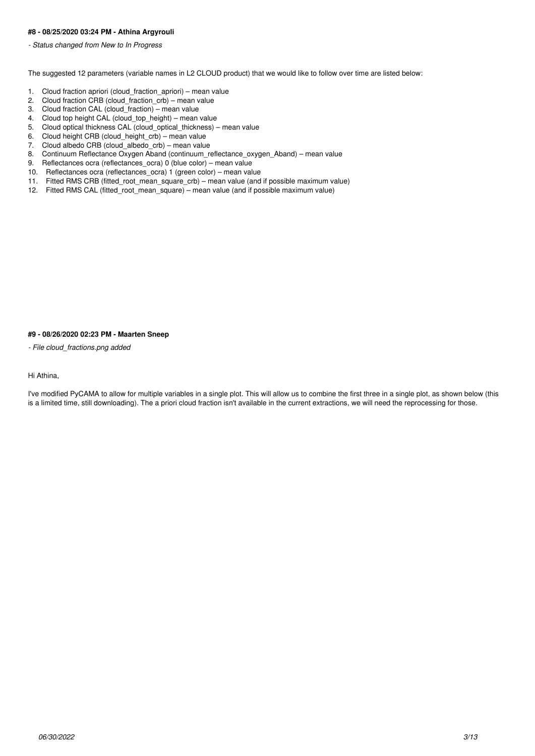**#8 - 08/25/2020 03:24 PM - Athina Argyrouli**

*- Status changed from New to In Progress*

The suggested 12 parameters (variable names in L2 CLOUD product) that we would like to follow over time are listed below:

1. Cloud fraction apriori (cloud_fraction_apriori) – mean value
2. Cloud fraction CRB (cloud_fraction_crb) – mean value
3. Cloud fraction CAL (cloud_fraction) – mean value
4. Cloud top height CAL (cloud_top_height) – mean value
5. Cloud optical thickness CAL (cloud_optical_thickness) – mean value
6. Cloud height CRB (cloud_height_crb) – mean value
7. Cloud albedo CRB (cloud_albedo_crb) – mean value
8. Continuum Reflectance Oxygen Aband (continuum_reflectance_oxygen_Aband) – mean value
9. Reflectances ocra (reflectances_ocra) 0 (blue color) – mean value
10. Reflectances ocra (reflectances_ocra) 1 (green color) – mean value
11. Fitted RMS CRB (fitted_root_mean_square_crb) – mean value (and if possible maximum value)
12. Fitted RMS CAL (fitted_root_mean_square) – mean value (and if possible maximum value)

**#9 - 08/26/2020 02:23 PM - Maarten Sneep**

*- File cloud_fractions.png added*

Hi Athina,

I've modified PyCAMA to allow for multiple variables in a single plot. This will allow us to combine the first three in a single plot, as shown below (this is a limited time, still downloading). The a priori cloud fraction isn't available in the current extractions, we will need the reprocessing for those.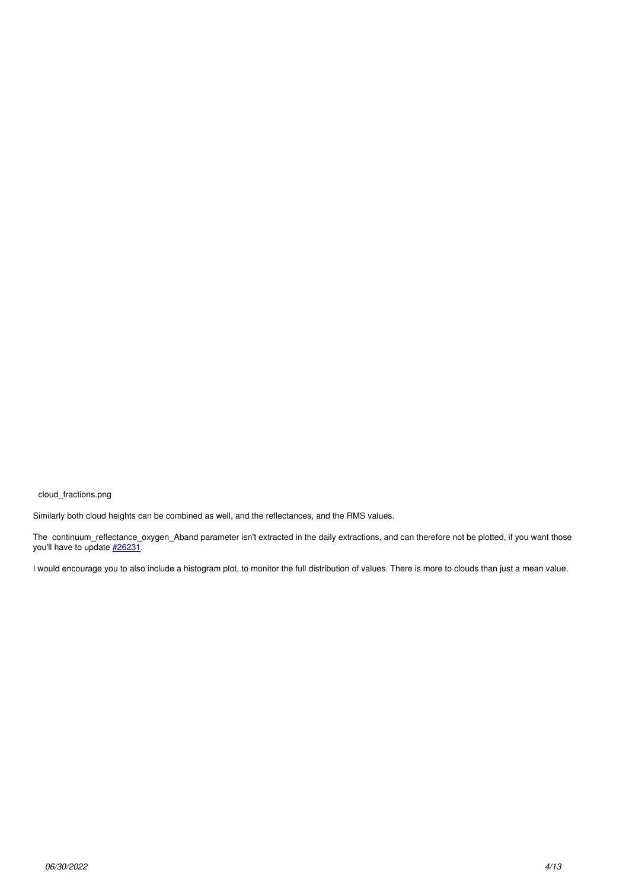cloud_fractions.png

Similarly both cloud heights can be combined as well, and the reflectances, and the RMS values.

The continuum_reflectance_oxygen_Aband parameter isn't extracted in the daily extractions, and can therefore not be plotted, if you want those you'll have to update #26231.

I would encourage you to also include a histogram plot, to monitor the full distribution of values. There is more to clouds than just a mean value.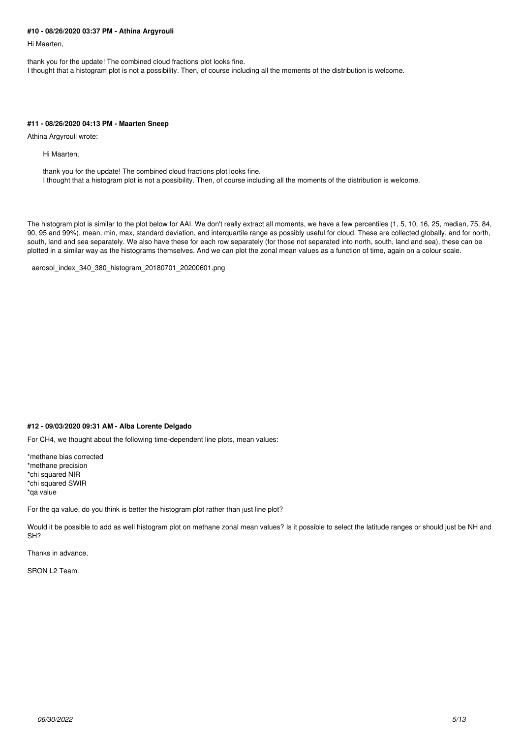#### #10 - 08/26/2020 03:37 PM - Athina Argyrouli

Hi Maarten,

thank you for the update! The combined cloud fractions plot looks fine.
I thought that a histogram plot is not a possibility. Then, of course including all the moments of the distribution is welcome.

#### #11 - 08/26/2020 04:13 PM - Maarten Sneep

Athina Argyrouli wrote:

> Hi Maarten,
>
> thank you for the update! The combined cloud fractions plot looks fine.
> I thought that a histogram plot is not a possibility. Then, of course including all the moments of the distribution is welcome.

The histogram plot is similar to the plot below for AAI. We don't really extract all moments, we have a few percentiles (1, 5, 10, 16, 25, median, 75, 84, 90, 95 and 99%), mean, min, max, standard deviation, and interquartile range as possibly useful for cloud. These are collected globally, and for north, south, land and sea separately. We also have these for each row separately (for those not separated into north, south, land and sea), these can be plotted in a similar way as the histograms themselves. And we can plot the zonal mean values as a function of time, again on a colour scale.

aerosol_index_340_380_histogram_20180701_20200601.png

#### #12 - 09/03/2020 09:31 AM - Alba Lorente Delgado

For CH4, we thought about the following time-dependent line plots, mean values:

*methane bias corrected
*methane precision
*chi squared NIR
*chi squared SWIR
*qa value

For the qa value, do you think is better the histogram plot rather than just line plot?

Would it be possible to add as well histogram plot on methane zonal mean values? Is it possible to select the latitude ranges or should just be NH and SH?

Thanks in advance,

SRON L2 Team.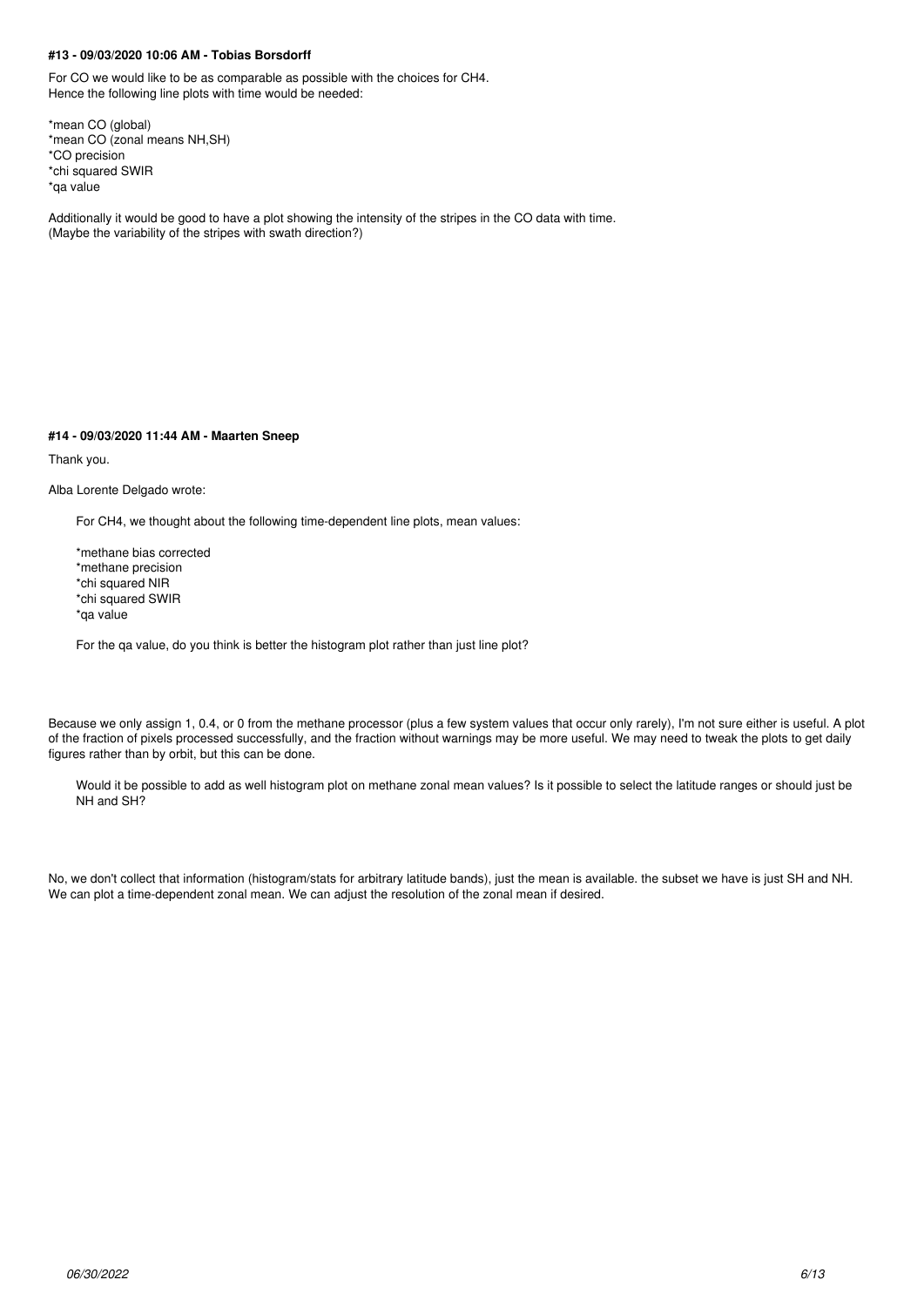#### #13 - 09/03/2020 10:06 AM - Tobias Borsdorff

For CO we would like to be as comparable as possible with the choices for CH4.
Hence the following line plots with time would be needed:

*mean CO (global)
*mean CO (zonal means NH,SH)
*CO precision
*chi squared SWIR
*qa value

Additionally it would be good to have a plot showing the intensity of the stripes in the CO data with time.
(Maybe the variability of the stripes with swath direction?)

#### #14 - 09/03/2020 11:44 AM - Maarten Sneep

Thank you.

Alba Lorente Delgado wrote:

> For CH4, we thought about the following time-dependent line plots, mean values:
>
> *methane bias corrected
> *methane precision
> *chi squared NIR
> *chi squared SWIR
> *qa value
>
> For the qa value, do you think is better the histogram plot rather than just line plot?

Because we only assign 1, 0.4, or 0 from the methane processor (plus a few system values that occur only rarely), I'm not sure either is useful. A plot of the fraction of pixels processed successfully, and the fraction without warnings may be more useful. We may need to tweak the plots to get daily figures rather than by orbit, but this can be done.

> Would it be possible to add as well histogram plot on methane zonal mean values? Is it possible to select the latitude ranges or should just be NH and SH?

No, we don't collect that information (histogram/stats for arbitrary latitude bands), just the mean is available. the subset we have is just SH and NH. We can plot a time-dependent zonal mean. We can adjust the resolution of the zonal mean if desired.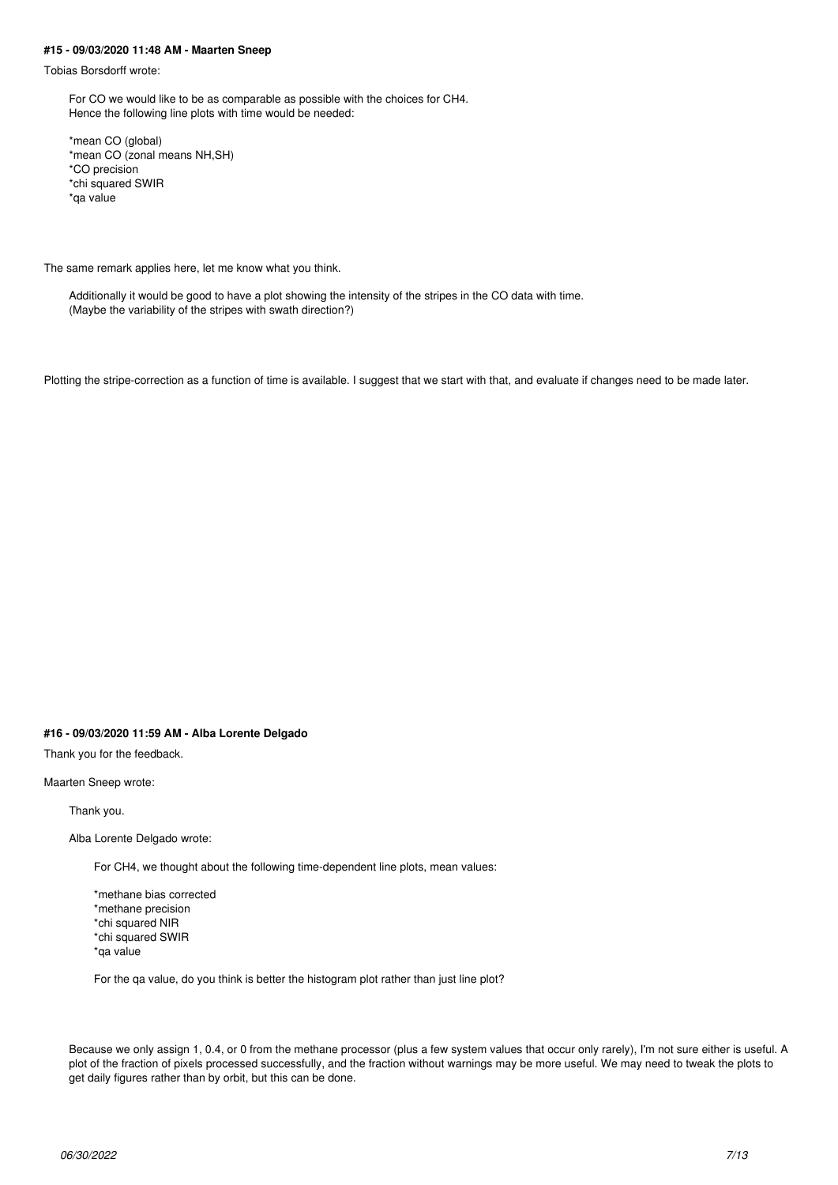#### #15 - 09/03/2020 11:48 AM - Maarten Sneep

Tobias Borsdorff wrote:

> For CO we would like to be as comparable as possible with the choices for CH4.
> Hence the following line plots with time would be needed:
>
> *mean CO (global)
> *mean CO (zonal means NH,SH)
> *CO precision
> *chi squared SWIR
> *qa value

The same remark applies here, let me know what you think.

> Additionally it would be good to have a plot showing the intensity of the stripes in the CO data with time.
> (Maybe the variability of the stripes with swath direction?)

Plotting the stripe-correction as a function of time is available. I suggest that we start with that, and evaluate if changes need to be made later.

#### #16 - 09/03/2020 11:59 AM - Alba Lorente Delgado

Thank you for the feedback.

Maarten Sneep wrote:

> Thank you.
>
> Alba Lorente Delgado wrote:
>
> > For CH4, we thought about the following time-dependent line plots, mean values:
> >
> > *methane bias corrected
> > *methane precision
> > *chi squared NIR
> > *chi squared SWIR
> > *qa value
> >
> > For the qa value, do you think is better the histogram plot rather than just line plot?
>
> Because we only assign 1, 0.4, or 0 from the methane processor (plus a few system values that occur only rarely), I'm not sure either is useful. A plot of the fraction of pixels processed successfully, and the fraction without warnings may be more useful. We may need to tweak the plots to get daily figures rather than by orbit, but this can be done.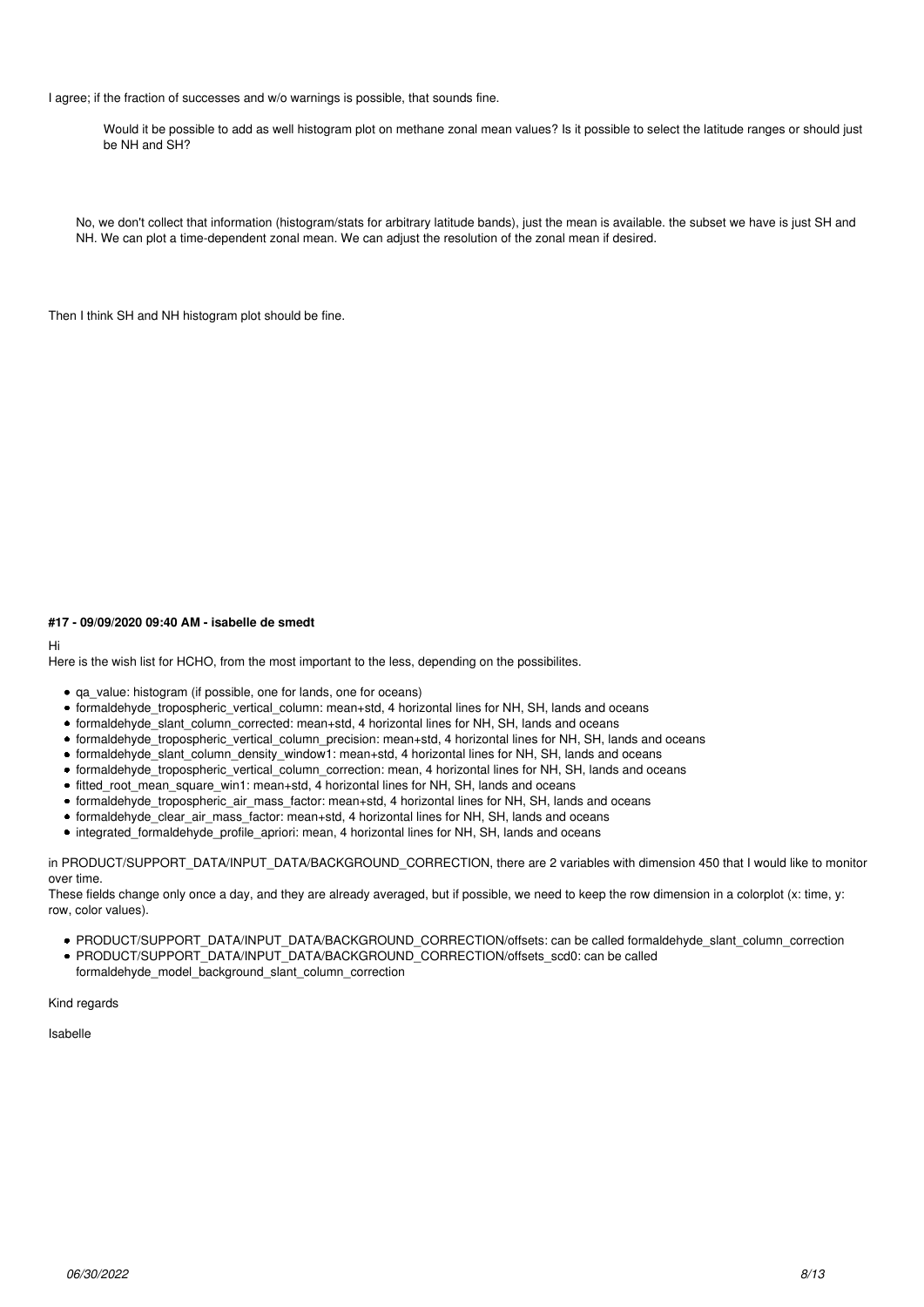I agree; if the fraction of successes and w/o warnings is possible, that sounds fine.

> Would it be possible to add as well histogram plot on methane zonal mean values? Is it possible to select the latitude ranges or should just be NH and SH?

> No, we don't collect that information (histogram/stats for arbitrary latitude bands), just the mean is available. the subset we have is just SH and NH. We can plot a time-dependent zonal mean. We can adjust the resolution of the zonal mean if desired.

Then I think SH and NH histogram plot should be fine.

#### #17 - 09/09/2020 09:40 AM - isabelle de smedt

Hi

Here is the wish list for HCHO, from the most important to the less, depending on the possibilites.

- qa_value: histogram (if possible, one for lands, one for oceans)
- formaldehyde_tropospheric_vertical_column: mean+std, 4 horizontal lines for NH, SH, lands and oceans
- formaldehyde_slant_column_corrected: mean+std, 4 horizontal lines for NH, SH, lands and oceans
- formaldehyde_tropospheric_vertical_column_precision: mean+std, 4 horizontal lines for NH, SH, lands and oceans
- formaldehyde_slant_column_density_window1: mean+std, 4 horizontal lines for NH, SH, lands and oceans
- formaldehyde_tropospheric_vertical_column_correction: mean, 4 horizontal lines for NH, SH, lands and oceans
- fitted_root_mean_square_win1: mean+std, 4 horizontal lines for NH, SH, lands and oceans
- formaldehyde_tropospheric_air_mass_factor: mean+std, 4 horizontal lines for NH, SH, lands and oceans
- formaldehyde_clear_air_mass_factor: mean+std, 4 horizontal lines for NH, SH, lands and oceans
- integrated_formaldehyde_profile_apriori: mean, 4 horizontal lines for NH, SH, lands and oceans

in PRODUCT/SUPPORT_DATA/INPUT_DATA/BACKGROUND_CORRECTION, there are 2 variables with dimension 450 that I would like to monitor over time.

These fields change only once a day, and they are already averaged, but if possible, we need to keep the row dimension in a colorplot (x: time, y: row, color values).

- PRODUCT/SUPPORT_DATA/INPUT_DATA/BACKGROUND_CORRECTION/offsets: can be called formaldehyde_slant_column_correction
- PRODUCT/SUPPORT_DATA/INPUT_DATA/BACKGROUND_CORRECTION/offsets_scd0: can be called formaldehyde_model_background_slant_column_correction

Kind regards

Isabelle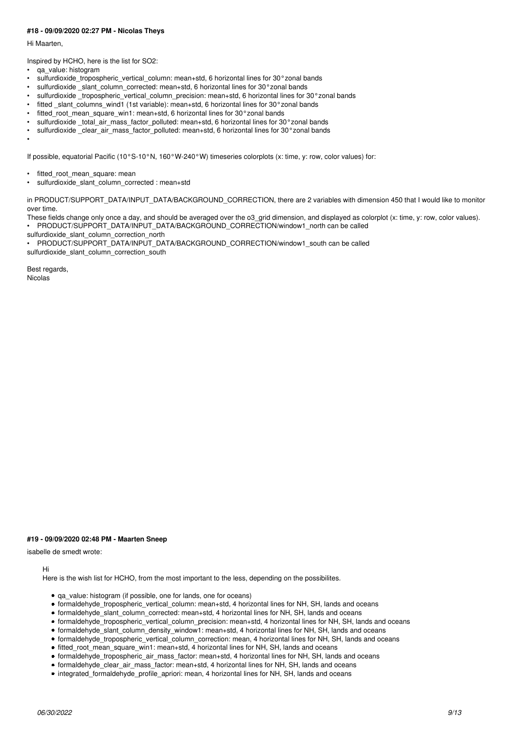#### #18 - 09/09/2020 02:27 PM - Nicolas Theys

Hi Maarten,

Inspired by HCHO, here is the list for SO2:

- qa_value: histogram
- sulfurdioxide_tropospheric_vertical_column: mean+std, 6 horizontal lines for 30° zonal bands
- sulfurdioxide _slant_column_corrected: mean+std, 6 horizontal lines for 30° zonal bands
- sulfurdioxide _tropospheric_vertical_column_precision: mean+std, 6 horizontal lines for 30° zonal bands
- fitted _slant_columns_wind1 (1st variable): mean+std, 6 horizontal lines for 30° zonal bands
- fitted_root_mean_square_win1: mean+std, 6 horizontal lines for 30° zonal bands
- sulfurdioxide _total_air_mass_factor_polluted: mean+std, 6 horizontal lines for 30° zonal bands
- sulfurdioxide _clear_air_mass_factor_polluted: mean+std, 6 horizontal lines for 30° zonal bands
- 

If possible, equatorial Pacific (10°S-10°N, 160°W-240°W) timeseries colorplots (x: time, y: row, color values) for:

- fitted_root_mean_square: mean
- sulfurdioxide_slant_column_corrected : mean+std

in PRODUCT/SUPPORT_DATA/INPUT_DATA/BACKGROUND_CORRECTION, there are 2 variables with dimension 450 that I would like to monitor over time.
These fields change only once a day, and should be averaged over the o3_grid dimension, and displayed as colorplot (x: time, y: row, color values).

- PRODUCT/SUPPORT_DATA/INPUT_DATA/BACKGROUND_CORRECTION/window1_north can be called sulfurdioxide_slant_column_correction_north
- PRODUCT/SUPPORT_DATA/INPUT_DATA/BACKGROUND_CORRECTION/window1_south can be called sulfurdioxide_slant_column_correction_south

Best regards,
Nicolas

#### #19 - 09/09/2020 02:48 PM - Maarten Sneep

isabelle de smedt wrote:

> Hi
> Here is the wish list for HCHO, from the most important to the less, depending on the possibilites.
>
> - qa_value: histogram (if possible, one for lands, one for oceans)
> - formaldehyde_tropospheric_vertical_column: mean+std, 4 horizontal lines for NH, SH, lands and oceans
> - formaldehyde_slant_column_corrected: mean+std, 4 horizontal lines for NH, SH, lands and oceans
> - formaldehyde_tropospheric_vertical_column_precision: mean+std, 4 horizontal lines for NH, SH, lands and oceans
> - formaldehyde_slant_column_density_window1: mean+std, 4 horizontal lines for NH, SH, lands and oceans
> - formaldehyde_tropospheric_vertical_column_correction: mean, 4 horizontal lines for NH, SH, lands and oceans
> - fitted_root_mean_square_win1: mean+std, 4 horizontal lines for NH, SH, lands and oceans
> - formaldehyde_tropospheric_air_mass_factor: mean+std, 4 horizontal lines for NH, SH, lands and oceans
> - formaldehyde_clear_air_mass_factor: mean+std, 4 horizontal lines for NH, SH, lands and oceans
> - integrated_formaldehyde_profile_apriori: mean, 4 horizontal lines for NH, SH, lands and oceans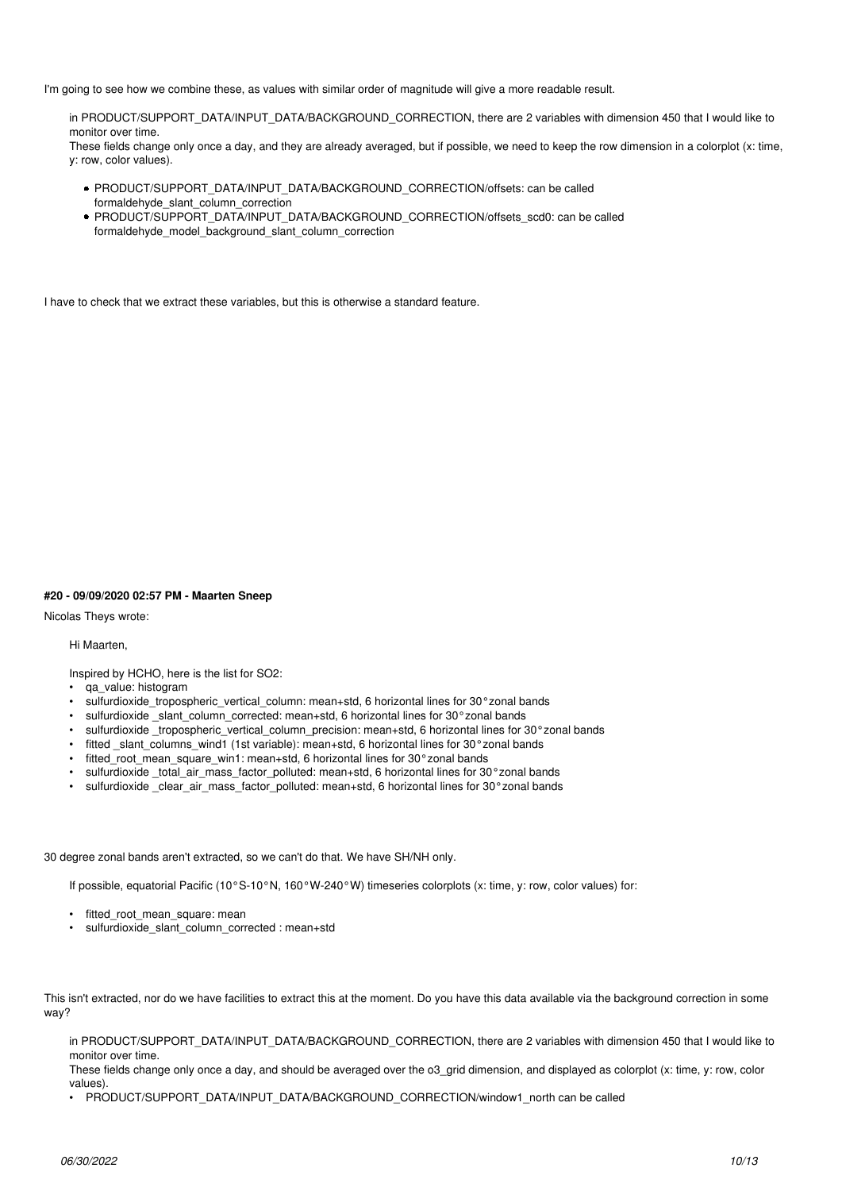I'm going to see how we combine these, as values with similar order of magnitude will give a more readable result.

> in PRODUCT/SUPPORT_DATA/INPUT_DATA/BACKGROUND_CORRECTION, there are 2 variables with dimension 450 that I would like to monitor over time.
> These fields change only once a day, and they are already averaged, but if possible, we need to keep the row dimension in a colorplot (x: time, y: row, color values).
>
> - PRODUCT/SUPPORT_DATA/INPUT_DATA/BACKGROUND_CORRECTION/offsets: can be called formaldehyde_slant_column_correction
> - PRODUCT/SUPPORT_DATA/INPUT_DATA/BACKGROUND_CORRECTION/offsets_scd0: can be called formaldehyde_model_background_slant_column_correction

I have to check that we extract these variables, but this is otherwise a standard feature.

#### #20 - 09/09/2020 02:57 PM - Maarten Sneep

Nicolas Theys wrote:

> Hi Maarten,
>
> Inspired by HCHO, here is the list for SO2:
> - qa_value: histogram
> - sulfurdioxide_tropospheric_vertical_column: mean+std, 6 horizontal lines for 30° zonal bands
> - sulfurdioxide _slant_column_corrected: mean+std, 6 horizontal lines for 30° zonal bands
> - sulfurdioxide _tropospheric_vertical_column_precision: mean+std, 6 horizontal lines for 30° zonal bands
> - fitted _slant_columns_wind1 (1st variable): mean+std, 6 horizontal lines for 30° zonal bands
> - fitted_root_mean_square_win1: mean+std, 6 horizontal lines for 30° zonal bands
> - sulfurdioxide _total_air_mass_factor_polluted: mean+std, 6 horizontal lines for 30° zonal bands
> - sulfurdioxide _clear_air_mass_factor_polluted: mean+std, 6 horizontal lines for 30° zonal bands

30 degree zonal bands aren't extracted, so we can't do that. We have SH/NH only.

> If possible, equatorial Pacific (10°S-10°N, 160°W-240°W) timeseries colorplots (x: time, y: row, color values) for:
>
> - fitted_root_mean_square: mean
> - sulfurdioxide_slant_column_corrected : mean+std

This isn't extracted, nor do we have facilities to extract this at the moment. Do you have this data available via the background correction in some way?

> in PRODUCT/SUPPORT_DATA/INPUT_DATA/BACKGROUND_CORRECTION, there are 2 variables with dimension 450 that I would like to monitor over time.
> These fields change only once a day, and should be averaged over the o3_grid dimension, and displayed as colorplot (x: time, y: row, color values).
> - PRODUCT/SUPPORT_DATA/INPUT_DATA/BACKGROUND_CORRECTION/window1_north can be called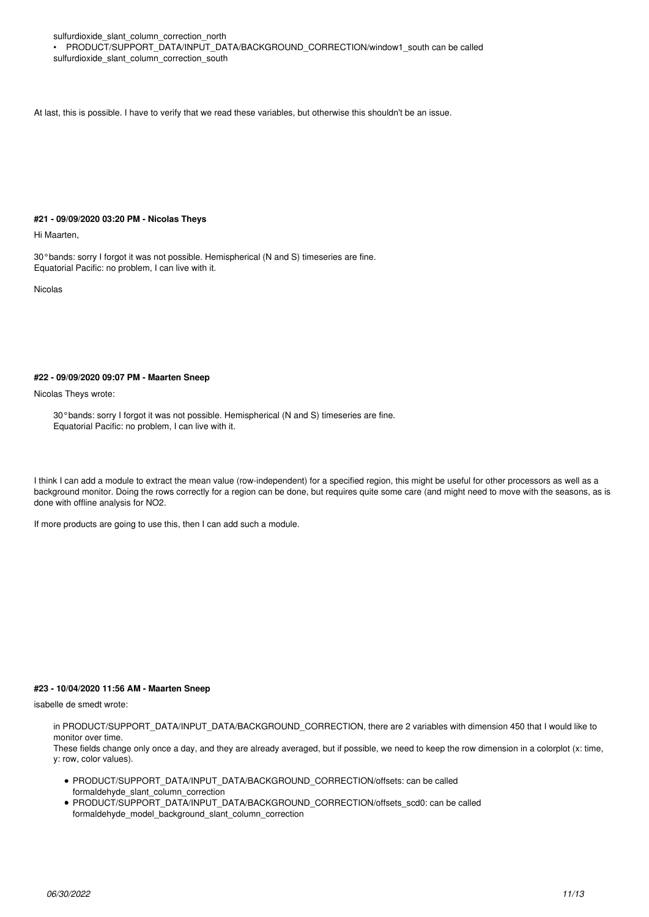sulfurdioxide_slant_column_correction_north

- PRODUCT/SUPPORT_DATA/INPUT_DATA/BACKGROUND_CORRECTION/window1_south can be called sulfurdioxide_slant_column_correction_south

At last, this is possible. I have to verify that we read these variables, but otherwise this shouldn't be an issue.

#### #21 - 09/09/2020 03:20 PM - Nicolas Theys

Hi Maarten,

30° bands: sorry I forgot it was not possible. Hemispherical (N and S) timeseries are fine.
Equatorial Pacific: no problem, I can live with it.

Nicolas

#### #22 - 09/09/2020 09:07 PM - Maarten Sneep

Nicolas Theys wrote:

> 30° bands: sorry I forgot it was not possible. Hemispherical (N and S) timeseries are fine.
> Equatorial Pacific: no problem, I can live with it.

I think I can add a module to extract the mean value (row-independent) for a specified region, this might be useful for other processors as well as a background monitor. Doing the rows correctly for a region can be done, but requires quite some care (and might need to move with the seasons, as is done with offline analysis for NO2.

If more products are going to use this, then I can add such a module.

#### #23 - 10/04/2020 11:56 AM - Maarten Sneep

isabelle de smedt wrote:

> in PRODUCT/SUPPORT_DATA/INPUT_DATA/BACKGROUND_CORRECTION, there are 2 variables with dimension 450 that I would like to monitor over time.
> These fields change only once a day, and they are already averaged, but if possible, we need to keep the row dimension in a colorplot (x: time, y: row, color values).
>
> - PRODUCT/SUPPORT_DATA/INPUT_DATA/BACKGROUND_CORRECTION/offsets: can be called formaldehyde_slant_column_correction
> - PRODUCT/SUPPORT_DATA/INPUT_DATA/BACKGROUND_CORRECTION/offsets_scd0: can be called formaldehyde_model_background_slant_column_correction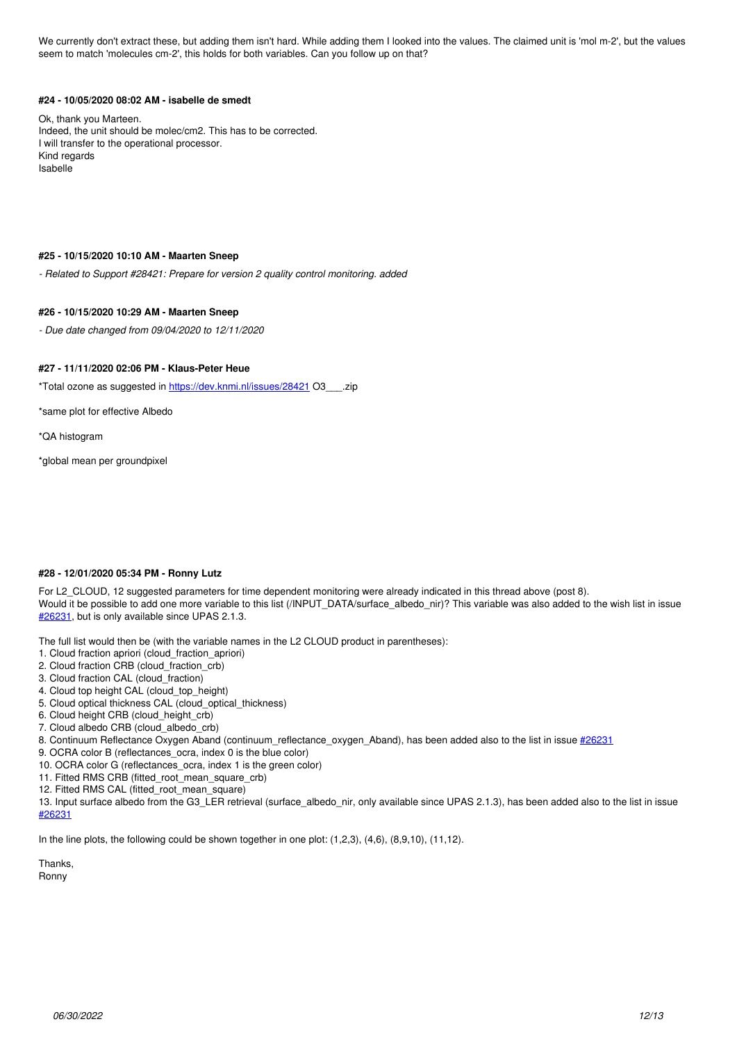We currently don't extract these, but adding them isn't hard. While adding them I looked into the values. The claimed unit is 'mol m-2', but the values seem to match 'molecules cm-2', this holds for both variables. Can you follow up on that?

#### #24 - 10/05/2020 08:02 AM - isabelle de smedt

Ok, thank you Marteen.
Indeed, the unit should be molec/cm2. This has to be corrected.
I will transfer to the operational processor.
Kind regards
Isabelle

#### #25 - 10/15/2020 10:10 AM - Maarten Sneep

*- Related to Support #28421: Prepare for version 2 quality control monitoring. added*

#### #26 - 10/15/2020 10:29 AM - Maarten Sneep

*- Due date changed from 09/04/2020 to 12/11/2020*

#### #27 - 11/11/2020 02:06 PM - Klaus-Peter Heue

*Total ozone as suggested in https://dev.knmi.nl/issues/28421 O3___.zip

*same plot for effective Albedo

*QA histogram

*global mean per groundpixel

#### #28 - 12/01/2020 05:34 PM - Ronny Lutz

For L2_CLOUD, 12 suggested parameters for time dependent monitoring were already indicated in this thread above (post 8).
Would it be possible to add one more variable to this list (/INPUT_DATA/surface_albedo_nir)? This variable was also added to the wish list in issue #26231, but is only available since UPAS 2.1.3.

The full list would then be (with the variable names in the L2 CLOUD product in parentheses):
1. Cloud fraction apriori (cloud_fraction_apriori)
2. Cloud fraction CRB (cloud_fraction_crb)
3. Cloud fraction CAL (cloud_fraction)
4. Cloud top height CAL (cloud_top_height)
5. Cloud optical thickness CAL (cloud_optical_thickness)
6. Cloud height CRB (cloud_height_crb)
7. Cloud albedo CRB (cloud_albedo_crb)
8. Continuum Reflectance Oxygen Aband (continuum_reflectance_oxygen_Aband), has been added also to the list in issue #26231
9. OCRA color B (reflectances_ocra, index 0 is the blue color)
10. OCRA color G (reflectances_ocra, index 1 is the green color)
11. Fitted RMS CRB (fitted_root_mean_square_crb)
12. Fitted RMS CAL (fitted_root_mean_square)
13. Input surface albedo from the G3_LER retrieval (surface_albedo_nir, only available since UPAS 2.1.3), has been added also to the list in issue #26231

In the line plots, the following could be shown together in one plot: (1,2,3), (4,6), (8,9,10), (11,12).

Thanks,
Ronny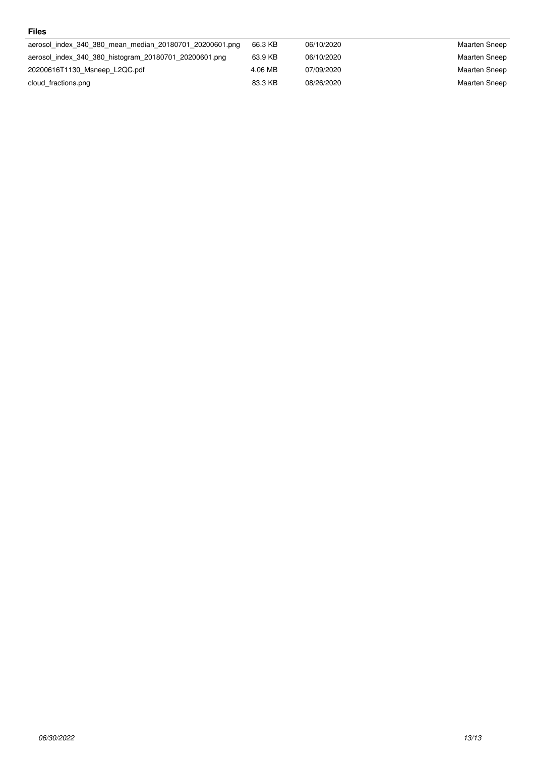**Files**

| | | | |
|---|---|---|---|
| aerosol_index_340_380_mean_median_20180701_20200601.png | 66.3 KB | 06/10/2020 | Maarten Sneep |
| aerosol_index_340_380_histogram_20180701_20200601.png | 63.9 KB | 06/10/2020 | Maarten Sneep |
| 20200616T1130_Msneep_L2QC.pdf | 4.06 MB | 07/09/2020 | Maarten Sneep |
| cloud_fractions.png | 83.3 KB | 08/26/2020 | Maarten Sneep |